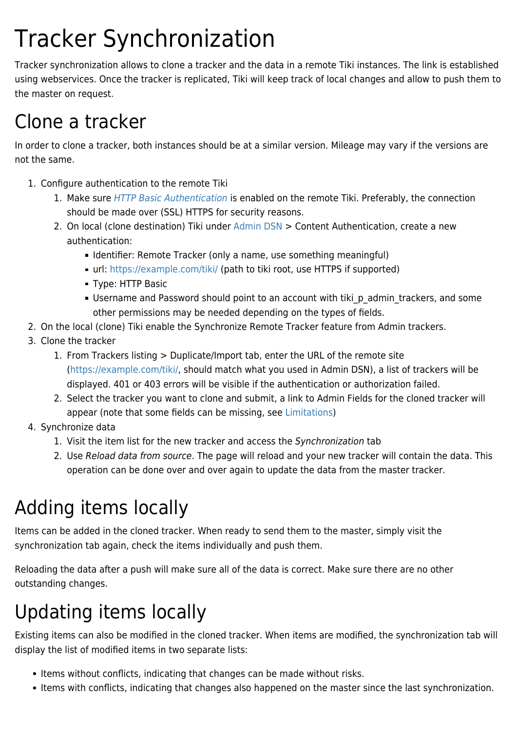# Tracker Synchronization

Tracker synchronization allows to clone a tracker and the data in a remote Tiki instances. The link is established using webservices. Once the tracker is replicated, Tiki will keep track of local changes and allow to push them to the master on request.

## Clone a tracker

In order to clone a tracker, both instances should be at a similar version. Mileage may vary if the versions are not the same.

1. Configure authentication to the remote Tiki
   1. Make sure *HTTP Basic Authentication* is enabled on the remote Tiki. Preferably, the connection should be made over (SSL) HTTPS for security reasons.
   2. On local (clone destination) Tiki under Admin DSN > Content Authentication, create a new authentication:
      - Identifier: Remote Tracker (only a name, use something meaningful)
      - url: https://example.com/tiki/ (path to tiki root, use HTTPS if supported)
      - Type: HTTP Basic
      - Username and Password should point to an account with tiki_p_admin_trackers, and some other permissions may be needed depending on the types of fields.
2. On the local (clone) Tiki enable the Synchronize Remote Tracker feature from Admin trackers.
3. Clone the tracker
   1. From Trackers listing > Duplicate/Import tab, enter the URL of the remote site (https://example.com/tiki/, should match what you used in Admin DSN), a list of trackers will be displayed. 401 or 403 errors will be visible if the authentication or authorization failed.
   2. Select the tracker you want to clone and submit, a link to Admin Fields for the cloned tracker will appear (note that some fields can be missing, see Limitations)
4. Synchronize data
   1. Visit the item list for the new tracker and access the *Synchronization* tab
   2. Use *Reload data from source*. The page will reload and your new tracker will contain the data. This operation can be done over and over again to update the data from the master tracker.

## Adding items locally

Items can be added in the cloned tracker. When ready to send them to the master, simply visit the synchronization tab again, check the items individually and push them.

Reloading the data after a push will make sure all of the data is correct. Make sure there are no other outstanding changes.

## Updating items locally

Existing items can also be modified in the cloned tracker. When items are modified, the synchronization tab will display the list of modified items in two separate lists:

- Items without conflicts, indicating that changes can be made without risks.
- Items with conflicts, indicating that changes also happened on the master since the last synchronization.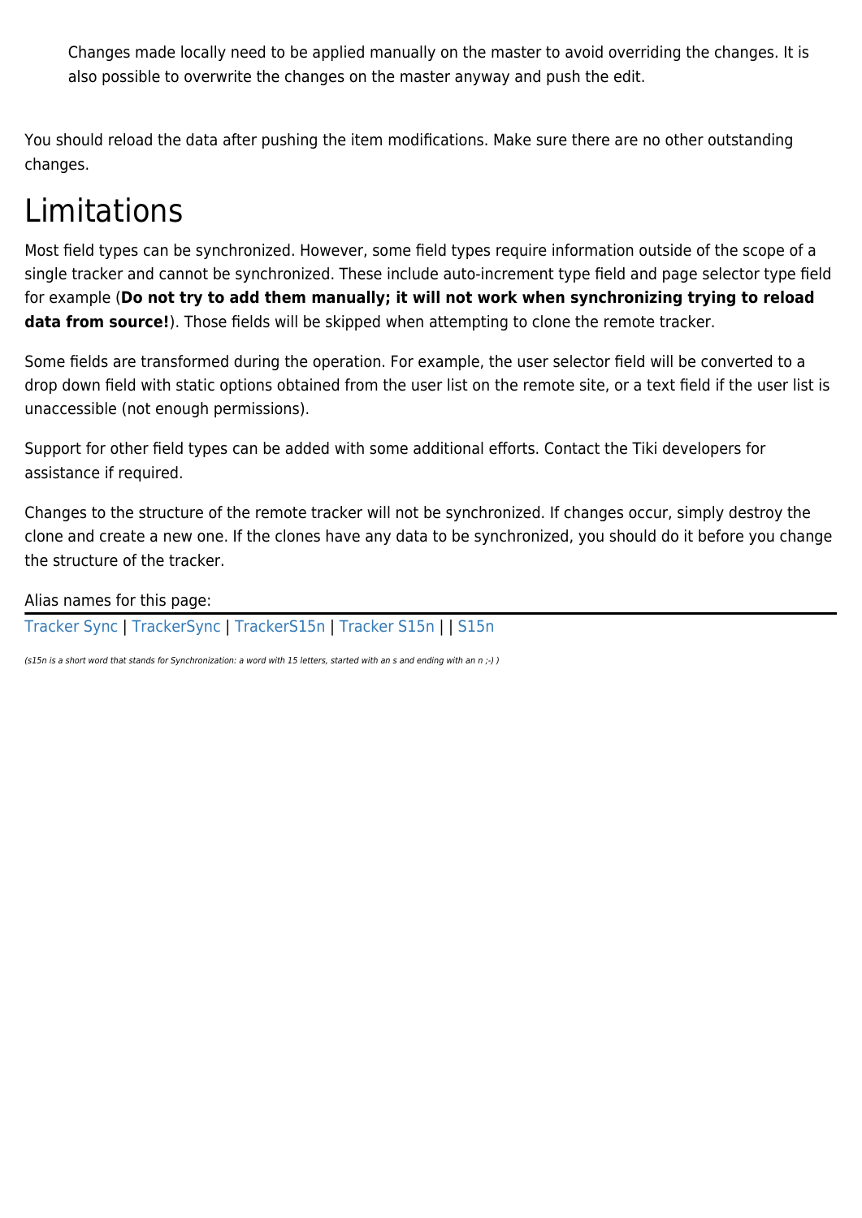> Changes made locally need to be applied manually on the master to avoid overriding the changes. It is also possible to overwrite the changes on the master anyway and push the edit.

You should reload the data after pushing the item modifications. Make sure there are no other outstanding changes.

# Limitations

Most field types can be synchronized. However, some field types require information outside of the scope of a single tracker and cannot be synchronized. These include auto-increment type field and page selector type field for example (**Do not try to add them manually; it will not work when synchronizing trying to reload data from source!**). Those fields will be skipped when attempting to clone the remote tracker.

Some fields are transformed during the operation. For example, the user selector field will be converted to a drop down field with static options obtained from the user list on the remote site, or a text field if the user list is unaccessible (not enough permissions).

Support for other field types can be added with some additional efforts. Contact the Tiki developers for assistance if required.

Changes to the structure of the remote tracker will not be synchronized. If changes occur, simply destroy the clone and create a new one. If the clones have any data to be synchronized, you should do it before you change the structure of the tracker.

Alias names for this page:

Tracker Sync | TrackerSync | TrackerS15n | Tracker S15n | | S15n

*(s15n is a short word that stands for Synchronization: a word with 15 letters, started with an s and ending with an n ;-) )*